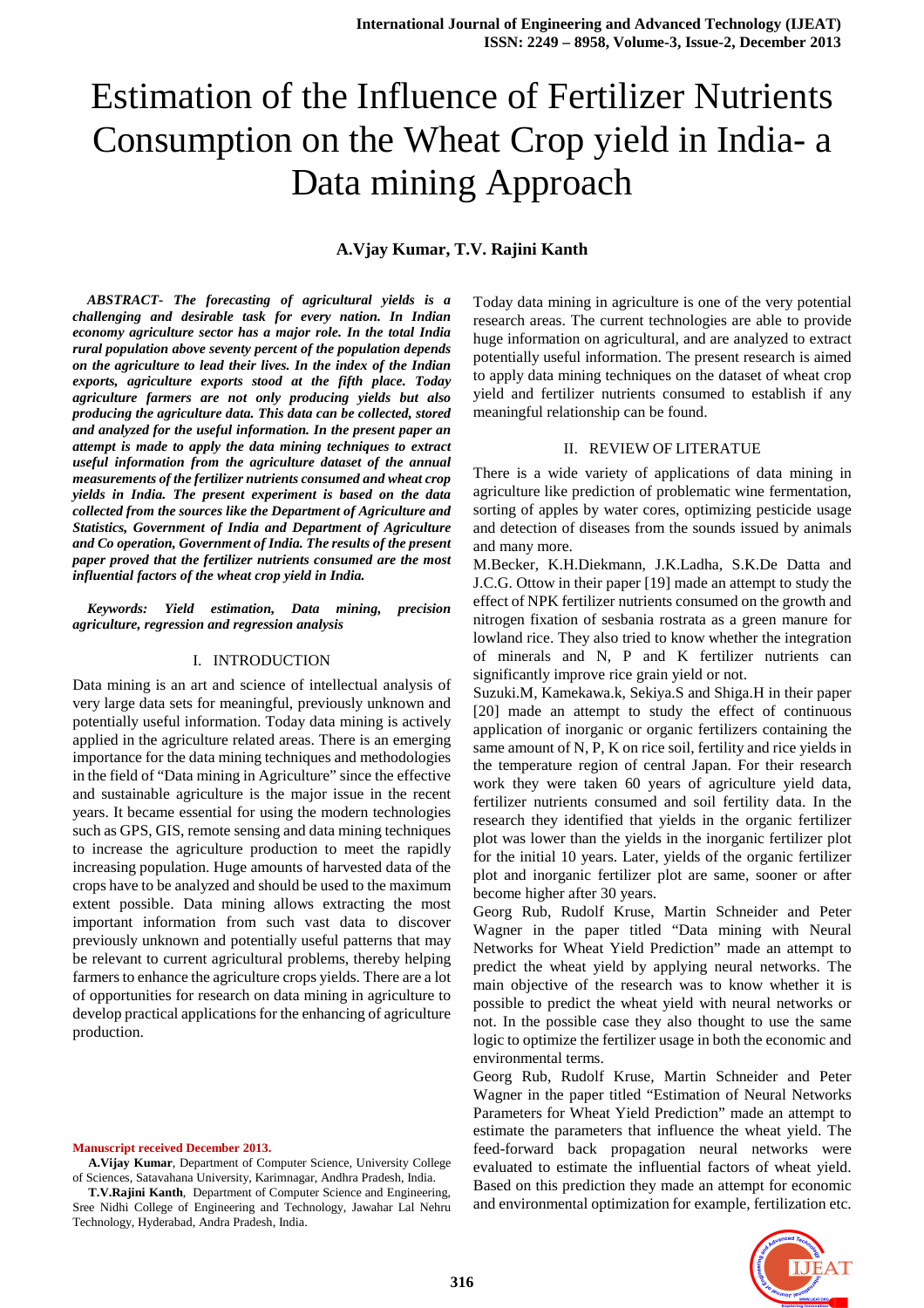# Estimation of the Influence of Fertilizer Nutrients Consumption on the Wheat Crop yield in India- a Data mining Approach

**A.Vjay Kumar, T.V. Rajini Kanth**

***ABSTRACT- The forecasting of agricultural yields is a challenging and desirable task for every nation. In Indian economy agriculture sector has a major role. In the total India rural population above seventy percent of the population depends on the agriculture to lead their lives. In the index of the Indian exports, agriculture exports stood at the fifth place. Today agriculture farmers are not only producing yields but also producing the agriculture data. This data can be collected, stored and analyzed for the useful information. In the present paper an attempt is made to apply the data mining techniques to extract useful information from the agriculture dataset of the annual measurements of the fertilizer nutrients consumed and wheat crop yields in India. The present experiment is based on the data collected from the sources like the Department of Agriculture and Statistics, Government of India and Department of Agriculture and Co operation, Government of India. The results of the present paper proved that the fertilizer nutrients consumed are the most influential factors of the wheat crop yield in India.***

***Keywords: Yield estimation, Data mining, precision agriculture, regression and regression analysis***

## I. INTRODUCTION

Data mining is an art and science of intellectual analysis of very large data sets for meaningful, previously unknown and potentially useful information. Today data mining is actively applied in the agriculture related areas. There is an emerging importance for the data mining techniques and methodologies in the field of "Data mining in Agriculture" since the effective and sustainable agriculture is the major issue in the recent years. It became essential for using the modern technologies such as GPS, GIS, remote sensing and data mining techniques to increase the agriculture production to meet the rapidly increasing population. Huge amounts of harvested data of the crops have to be analyzed and should be used to the maximum extent possible. Data mining allows extracting the most important information from such vast data to discover previously unknown and potentially useful patterns that may be relevant to current agricultural problems, thereby helping farmers to enhance the agriculture crops yields. There are a lot of opportunities for research on data mining in agriculture to develop practical applications for the enhancing of agriculture production.

Today data mining in agriculture is one of the very potential research areas. The current technologies are able to provide huge information on agricultural, and are analyzed to extract potentially useful information. The present research is aimed to apply data mining techniques on the dataset of wheat crop yield and fertilizer nutrients consumed to establish if any meaningful relationship can be found.

## II. REVIEW OF LITERATUE

There is a wide variety of applications of data mining in agriculture like prediction of problematic wine fermentation, sorting of apples by water cores, optimizing pesticide usage and detection of diseases from the sounds issued by animals and many more.

M.Becker, K.H.Diekmann, J.K.Ladha, S.K.De Datta and J.C.G. Ottow in their paper [19] made an attempt to study the effect of NPK fertilizer nutrients consumed on the growth and nitrogen fixation of sesbania rostrata as a green manure for lowland rice. They also tried to know whether the integration of minerals and N, P and K fertilizer nutrients can significantly improve rice grain yield or not.

Suzuki.M, Kamekawa.k, Sekiya.S and Shiga.H in their paper [20] made an attempt to study the effect of continuous application of inorganic or organic fertilizers containing the same amount of N, P, K on rice soil, fertility and rice yields in the temperature region of central Japan. For their research work they were taken 60 years of agriculture yield data, fertilizer nutrients consumed and soil fertility data. In the research they identified that yields in the organic fertilizer plot was lower than the yields in the inorganic fertilizer plot for the initial 10 years. Later, yields of the organic fertilizer plot and inorganic fertilizer plot are same, sooner or after become higher after 30 years.

Georg Rub, Rudolf Kruse, Martin Schneider and Peter Wagner in the paper titled "Data mining with Neural Networks for Wheat Yield Prediction" made an attempt to predict the wheat yield by applying neural networks. The main objective of the research was to know whether it is possible to predict the wheat yield with neural networks or not. In the possible case they also thought to use the same logic to optimize the fertilizer usage in both the economic and environmental terms.

Georg Rub, Rudolf Kruse, Martin Schneider and Peter Wagner in the paper titled "Estimation of Neural Networks Parameters for Wheat Yield Prediction" made an attempt to estimate the parameters that influence the wheat yield. The feed-forward back propagation neural networks were evaluated to estimate the influential factors of wheat yield. Based on this prediction they made an attempt for economic and environmental optimization for example, fertilization etc.

**Manuscript received December 2013.**

**A.Vijay Kumar**, Department of Computer Science, University College of Sciences, Satavahana University, Karimnagar, Andhra Pradesh, India.

**T.V.Rajini Kanth**, Department of Computer Science and Engineering, Sree Nidhi College of Engineering and Technology, Jawahar Lal Nehru Technology, Hyderabad, Andra Pradesh, India.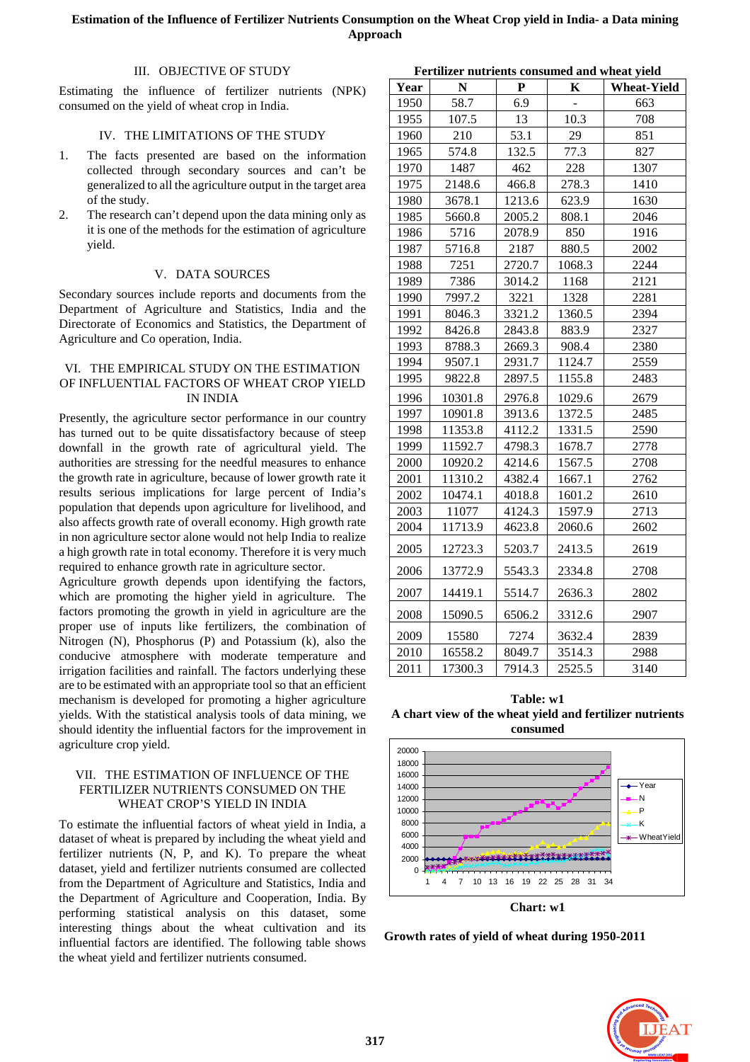## III. OBJECTIVE OF STUDY

Estimating the influence of fertilizer nutrients (NPK) consumed on the yield of wheat crop in India.

## IV. THE LIMITATIONS OF THE STUDY

1. The facts presented are based on the information collected through secondary sources and can't be generalized to all the agriculture output in the target area of the study.
2. The research can't depend upon the data mining only as it is one of the methods for the estimation of agriculture yield.

## V. DATA SOURCES

Secondary sources include reports and documents from the Department of Agriculture and Statistics, India and the Directorate of Economics and Statistics, the Department of Agriculture and Co operation, India.

## VI. THE EMPIRICAL STUDY ON THE ESTIMATION OF INFLUENTIAL FACTORS OF WHEAT CROP YIELD IN INDIA

Presently, the agriculture sector performance in our country has turned out to be quite dissatisfactory because of steep downfall in the growth rate of agricultural yield. The authorities are stressing for the needful measures to enhance the growth rate in agriculture, because of lower growth rate it results serious implications for large percent of India's population that depends upon agriculture for livelihood, and also affects growth rate of overall economy. High growth rate in non agriculture sector alone would not help India to realize a high growth rate in total economy. Therefore it is very much required to enhance growth rate in agriculture sector.

Agriculture growth depends upon identifying the factors, which are promoting the higher yield in agriculture. The factors promoting the growth in yield in agriculture are the proper use of inputs like fertilizers, the combination of Nitrogen (N), Phosphorus (P) and Potassium (k), also the conducive atmosphere with moderate temperature and irrigation facilities and rainfall. The factors underlying these are to be estimated with an appropriate tool so that an efficient mechanism is developed for promoting a higher agriculture yields. With the statistical analysis tools of data mining, we should identity the influential factors for the improvement in agriculture crop yield.

## VII. THE ESTIMATION OF INFLUENCE OF THE FERTILIZER NUTRIENTS CONSUMED ON THE WHEAT CROP'S YIELD IN INDIA

To estimate the influential factors of wheat yield in India, a dataset of wheat is prepared by including the wheat yield and fertilizer nutrients (N, P, and K). To prepare the wheat dataset, yield and fertilizer nutrients consumed are collected from the Department of Agriculture and Statistics, India and the Department of Agriculture and Cooperation, India. By performing statistical analysis on this dataset, some interesting things about the wheat cultivation and its influential factors are identified. The following table shows the wheat yield and fertilizer nutrients consumed.

**Fertilizer nutrients consumed and wheat yield**

| Year | N | P | K | Wheat-Yield |
|---|---|---|---|---|
| 1950 | 58.7 | 6.9 | - | 663 |
| 1955 | 107.5 | 13 | 10.3 | 708 |
| 1960 | 210 | 53.1 | 29 | 851 |
| 1965 | 574.8 | 132.5 | 77.3 | 827 |
| 1970 | 1487 | 462 | 228 | 1307 |
| 1975 | 2148.6 | 466.8 | 278.3 | 1410 |
| 1980 | 3678.1 | 1213.6 | 623.9 | 1630 |
| 1985 | 5660.8 | 2005.2 | 808.1 | 2046 |
| 1986 | 5716 | 2078.9 | 850 | 1916 |
| 1987 | 5716.8 | 2187 | 880.5 | 2002 |
| 1988 | 7251 | 2720.7 | 1068.3 | 2244 |
| 1989 | 7386 | 3014.2 | 1168 | 2121 |
| 1990 | 7997.2 | 3221 | 1328 | 2281 |
| 1991 | 8046.3 | 3321.2 | 1360.5 | 2394 |
| 1992 | 8426.8 | 2843.8 | 883.9 | 2327 |
| 1993 | 8788.3 | 2669.3 | 908.4 | 2380 |
| 1994 | 9507.1 | 2931.7 | 1124.7 | 2559 |
| 1995 | 9822.8 | 2897.5 | 1155.8 | 2483 |
| 1996 | 10301.8 | 2976.8 | 1029.6 | 2679 |
| 1997 | 10901.8 | 3913.6 | 1372.5 | 2485 |
| 1998 | 11353.8 | 4112.2 | 1331.5 | 2590 |
| 1999 | 11592.7 | 4798.3 | 1678.7 | 2778 |
| 2000 | 10920.2 | 4214.6 | 1567.5 | 2708 |
| 2001 | 11310.2 | 4382.4 | 1667.1 | 2762 |
| 2002 | 10474.1 | 4018.8 | 1601.2 | 2610 |
| 2003 | 11077 | 4124.3 | 1597.9 | 2713 |
| 2004 | 11713.9 | 4623.8 | 2060.6 | 2602 |
| 2005 | 12723.3 | 5203.7 | 2413.5 | 2619 |
| 2006 | 13772.9 | 5543.3 | 2334.8 | 2708 |
| 2007 | 14419.1 | 5514.7 | 2636.3 | 2802 |
| 2008 | 15090.5 | 6506.2 | 3312.6 | 2907 |
| 2009 | 15580 | 7274 | 3632.4 | 2839 |
| 2010 | 16558.2 | 8049.7 | 3514.3 | 2988 |
| 2011 | 17300.3 | 7914.3 | 2525.5 | 3140 |

**Table: w1**

**A chart view of the wheat yield and fertilizer nutrients consumed**

**Chart: w1**

**Growth rates of yield of wheat during 1950-2011**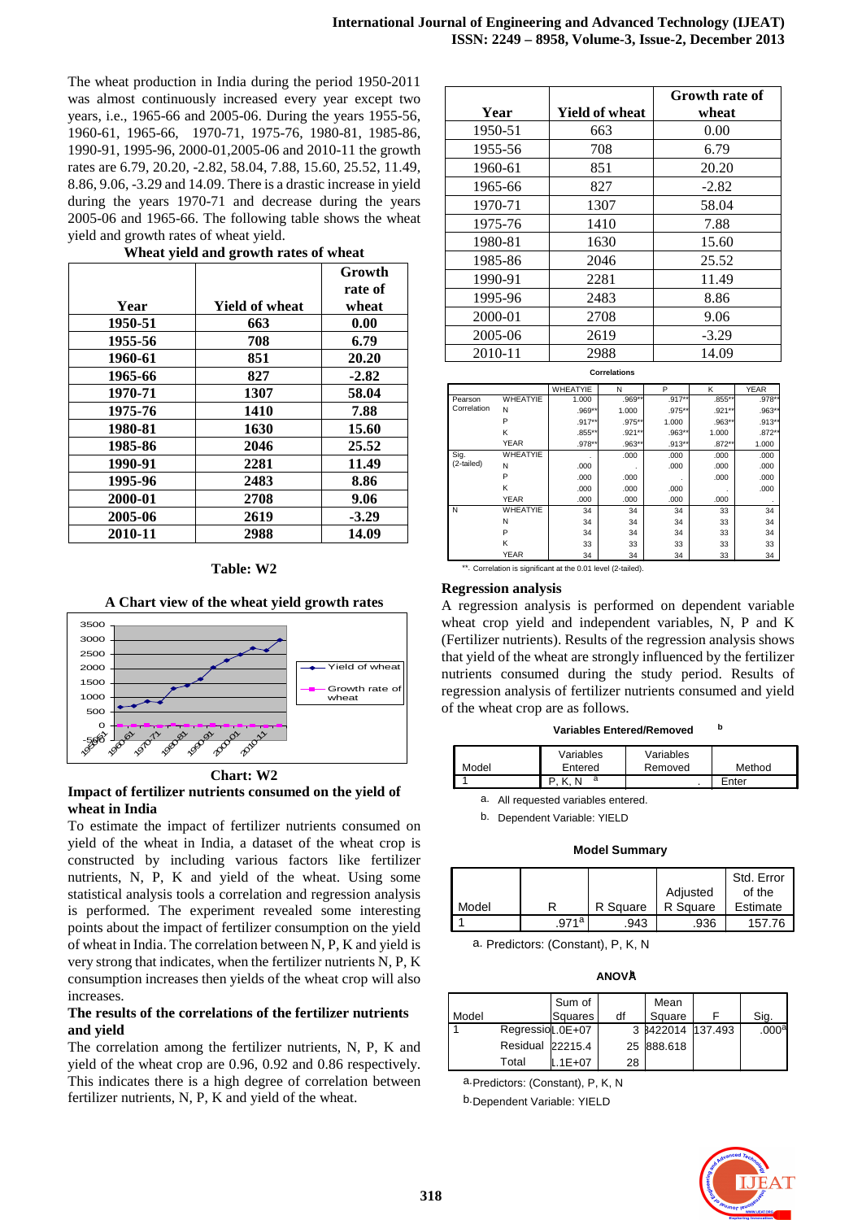The wheat production in India during the period 1950-2011 was almost continuously increased every year except two years, i.e., 1965-66 and 2005-06. During the years 1955-56, 1960-61, 1965-66, 1970-71, 1975-76, 1980-81, 1985-86, 1990-91, 1995-96, 2000-01,2005-06 and 2010-11 the growth rates are 6.79, 20.20, -2.82, 58.04, 7.88, 15.60, 25.52, 11.49, 8.86, 9.06, -3.29 and 14.09. There is a drastic increase in yield during the years 1970-71 and decrease during the years 2005-06 and 1965-66. The following table shows the wheat yield and growth rates of wheat yield.

**Wheat yield and growth rates of wheat**

| Year | Yield of wheat | Growth rate of wheat |
|---|---|---|
| 1950-51 | 663 | 0.00 |
| 1955-56 | 708 | 6.79 |
| 1960-61 | 851 | 20.20 |
| 1965-66 | 827 | -2.82 |
| 1970-71 | 1307 | 58.04 |
| 1975-76 | 1410 | 7.88 |
| 1980-81 | 1630 | 15.60 |
| 1985-86 | 2046 | 25.52 |
| 1990-91 | 2281 | 11.49 |
| 1995-96 | 2483 | 8.86 |
| 2000-01 | 2708 | 9.06 |
| 2005-06 | 2619 | -3.29 |
| 2010-11 | 2988 | 14.09 |

**Table: W2**

**A Chart view of the wheat yield growth rates**

**Chart: W2**

**Impact of fertilizer nutrients consumed on the yield of wheat in India**

To estimate the impact of fertilizer nutrients consumed on yield of the wheat in India, a dataset of the wheat crop is constructed by including various factors like fertilizer nutrients, N, P, K and yield of the wheat. Using some statistical analysis tools a correlation and regression analysis is performed. The experiment revealed some interesting points about the impact of fertilizer consumption on the yield of wheat in India. The correlation between N, P, K and yield is very strong that indicates, when the fertilizer nutrients N, P, K consumption increases then yields of the wheat crop will also increases.

**The results of the correlations of the fertilizer nutrients and yield**

The correlation among the fertilizer nutrients, N, P, K and yield of the wheat crop are 0.96, 0.92 and 0.86 respectively. This indicates there is a high degree of correlation between fertilizer nutrients, N, P, K and yield of the wheat.

| Year | Yield of wheat | Growth rate of wheat |
|---|---|---|
| 1950-51 | 663 | 0.00 |
| 1955-56 | 708 | 6.79 |
| 1960-61 | 851 | 20.20 |
| 1965-66 | 827 | -2.82 |
| 1970-71 | 1307 | 58.04 |
| 1975-76 | 1410 | 7.88 |
| 1980-81 | 1630 | 15.60 |
| 1985-86 | 2046 | 25.52 |
| 1990-91 | 2281 | 11.49 |
| 1995-96 | 2483 | 8.86 |
| 2000-01 | 2708 | 9.06 |
| 2005-06 | 2619 | -3.29 |
| 2010-11 | 2988 | 14.09 |

**Correlations**

| | | WHEATYIE | N | P | K | YEAR |
|---|---|---|---|---|---|---|
| Pearson Correlation | WHEATYIE | 1.000 | .969** | .917** | .855** | .978** |
| | N | .969** | 1.000 | .975** | .921** | .963** |
| | P | .917** | .975** | 1.000 | .963** | .913** |
| | K | .855** | .921** | .963** | 1.000 | .872** |
| | YEAR | .978** | .963** | .913** | .872** | 1.000 |
| Sig. (2-tailed) | WHEATYIE | . | .000 | .000 | .000 | .000 |
| | N | .000 | . | .000 | .000 | .000 |
| | P | .000 | .000 | . | .000 | .000 |
| | K | .000 | .000 | .000 | . | .000 |
| | YEAR | .000 | .000 | .000 | .000 | . |
| N | WHEATYIE | 34 | 34 | 34 | 33 | 34 |
| | N | 34 | 34 | 34 | 33 | 34 |
| | P | 34 | 34 | 34 | 33 | 34 |
| | K | 33 | 33 | 33 | 33 | 33 |
| | YEAR | 34 | 34 | 34 | 33 | 34 |

**. Correlation is significant at the 0.01 level (2-tailed).

**Regression analysis**

A regression analysis is performed on dependent variable wheat crop yield and independent variables, N, P and K (Fertilizer nutrients). Results of the regression analysis shows that yield of the wheat are strongly influenced by the fertilizer nutrients consumed during the study period. Results of regression analysis of fertilizer nutrients consumed and yield of the wheat crop are as follows.

**Variables Entered/Removed[b]**

| Model | Variables Entered | Variables Removed | Method |
|---|---|---|---|
| 1 | P, K, N[a] | . | Enter |

a. All requested variables entered.

b. Dependent Variable: YIELD

**Model Summary**

| Model | R | R Square | Adjusted R Square | Std. Error of the Estimate |
|---|---|---|---|---|
| 1 | .971[a] | .943 | .936 | 157.76 |

a. Predictors: (Constant), P, K, N

**ANOVA[b]**

| Model | | Sum of Squares | df | Mean Square | F | Sig. |
|---|---|---|---|---|---|---|
| 1 | Regression | 1.0E+07 | 3 | 3422014 | 137.493 | .000[a] |
| | Residual | 22215.4 | 25 | 888.618 | | |
| | Total | 1.1E+07 | 28 | | | |

a. Predictors: (Constant), P, K, N

b. Dependent Variable: YIELD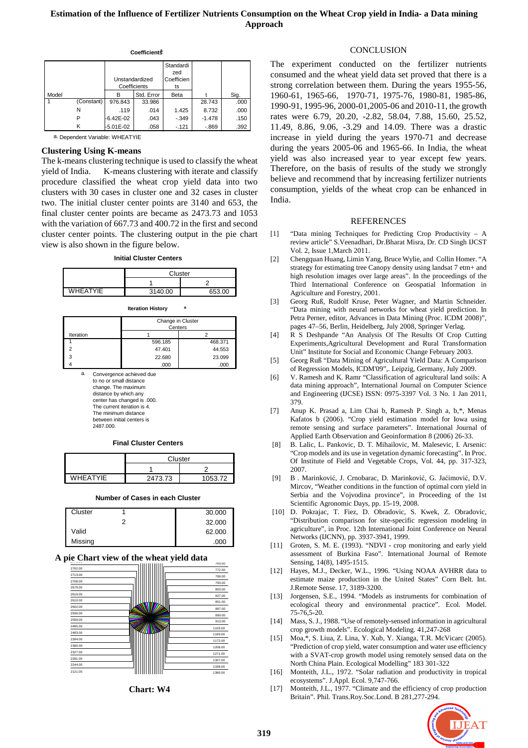**Coefficients[a]**

| Model | | Unstandardized Coefficients | | Standardized Coefficients | t | Sig. |
|---|---|---|---|---|---|---|
| | | B | Std. Error | Beta | | |
| 1 | (Constant) | 976.843 | 33.986 | | 28.743 | .000 |
| | N | .119 | .014 | 1.425 | 8.732 | .000 |
| | P | -6.42E-02 | .043 | -.349 | -1.478 | .150 |
| | K | -5.01E-02 | .058 | -.121 | -.869 | .392 |

a. Dependent Variable: WHEATYIE

### Clustering Using K-means

The k-means clustering technique is used to classify the wheat yield of India. K-means clustering with iterate and classify procedure classified the wheat crop yield data into two clusters with 30 cases in cluster one and 32 cases in cluster two. The initial cluster center points are 3140 and 653, the final cluster center points are became as 2473.73 and 1053 with the variation of 667.73 and 400.72 in the first and second cluster center points. The clustering output in the pie chart view is also shown in the figure below.

**Initial Cluster Centers**

| | Cluster | |
|---|---|---|
| | 1 | 2 |
| WHEATYIE | 3140.00 | 653.00 |

**Iteration History[a]**

| Iteration | Change in Cluster Centers | |
|---|---|---|
| | 1 | 2 |
| 1 | 596.185 | 468.371 |
| 2 | 47.401 | 44.553 |
| 3 | 22.680 | 23.099 |
| 4 | .000 | .000 |

a. Convergence achieved due to no or small distance change. The maximum distance by which any center has changed is .000. The current iteration is 4. The minimum distance between initial centers is 2487.000.

**Final Cluster Centers**

| | Cluster | |
|---|---|---|
| | 1 | 2 |
| WHEATYIE | 2473.73 | 1053.72 |

**Number of Cases in each Cluster**

| Cluster | 1 | 30.000 |
|---|---|---|
| | 2 | 32.000 |
| Valid | | 62.000 |
| Missing | | .000 |

### A pie Chart view of the wheat yield data

Chart: W4

## CONCLUSION

The experiment conducted on the fertilizer nutrients consumed and the wheat yield data set proved that there is a strong correlation between them. During the years 1955-56, 1960-61, 1965-66, 1970-71, 1975-76, 1980-81, 1985-86, 1990-91, 1995-96, 2000-01,2005-06 and 2010-11, the growth rates were 6.79, 20.20, -2.82, 58.04, 7.88, 15.60, 25.52, 11.49, 8.86, 9.06, -3.29 and 14.09. There was a drastic increase in yield during the years 1970-71 and decrease during the years 2005-06 and 1965-66. In India, the wheat yield was also increased year to year except few years. Therefore, on the basis of results of the study we strongly believe and recommend that by increasing fertilizer nutrients consumption, yields of the wheat crop can be enhanced in India.

## REFERENCES

[1] "Data mining Techniques for Predicting Crop Productivity – A review article" S.Veenadhari, Dr.Bharat Misra, Dr. CD Singh IJCST Vol. 2, Issue 1,March 2011.

[2] Chengquan Huang, Limin Yang, Bruce Wylie, and Collin Homer. "A strategy for estimating tree Canopy density using landsat 7 etm+ and high resolution images over large areas". In the proceedings of the Third International Conference on Geospatial Information in Agriculture and Forestry, 2001.

[3] Georg Ruß, Rudolf Kruse, Peter Wagner, and Martin Schneider. "Data mining with neural networks for wheat yield prediction. In Petra Perner, editor, Advances in Data Mining (Proc. ICDM 2008)", pages 47–56, Berlin, Heidelberg, July 2008, Springer Verlag.

[4] R S Deshpande "An Analysis Of The Results Of Crop Cutting Experiments,Agricultural Development and Rural Transformation Unit" Institute for Social and Economic Change February 2003.

[5] Georg Ruß "Data Mining of Agricultural Yield Data: A Comparison of Regression Models, ICDM'09",. Leipzig, Germany, July 2009.

[6] V. Ramesh and K. Ramr "Classification of agricultural land soils: A data mining approach", International Journal on Computer Science and Engineering (IJCSE) ISSN: 0975-3397 Vol. 3 No. 1 Jan 2011, 379.

[7] Anup K. Prasad a, Lim Chai b, Ramesh P. Singh a, b,*, Menas Kafatos b (2006). "Crop yield estimation model for Iowa using remote sensing and surface parameters". International Journal of Applied Earth Observation and Geoinformation 8 (2006) 26-33.

[8] B. Lalic, L. Pankovic, D. T. Mihailovic, M. Malesevic, I. Arsenic: "Crop models and its use in vegetation dynamic forecasting". In Proc. Of Institute of Field and Vegetable Crops, Vol. 44, pp. 317-323, 2007.

[9] B . Marinković, J. Crnobarac, D. Marinković, G. Jaćimović, D.V. Mircov, "Weather conditions in the function of optimal corn yield in Serbia and the Vojvodina province", in Proceeding of the 1st Scientific Agronomic Days, pp. 15-19, 2008.

[10] D. Pokrajac, T. Fiez, D. Obradovic, S. Kwek, Z. Obradovic, "Distribution comparison for site-specific regression modeling in agriculture", in Proc. 12th International Joint Conference on Neural Networks (IJCNN), pp. 3937-3941, 1999.

[11] Groten, S. M. E. (1993). "NDVI - crop monitoring and early yield assessment of Burkina Faso". International Journal of Remote Sensing, 14(8), 1495-1515.

[12] Hayes, M.J., Decker, W.L., 1996. "Using NOAA AVHRR data to estimate maize production in the United States" Corn Belt. Int. J.Remote Sense. 17, 3189-3200.

[13] Jorgensen, S.E., 1994. "Models as instruments for combination of ecological theory and environmental practice". Ecol. Model. 75-76,5-20.

[14] Mass, S. J., 1988. "Use of remotely-sensed information in agricultural crop growth models". Ecological Modeling. 41,247-268

[15] Moa,*, S. Liua, Z. Lina, Y. Xub, Y. Xianga, T.R. McVicarc (2005). "Prediction of crop yield, water consumption and water use efficiency with a SVAT-crop growth model using remotely sensed data on the North China Plain. Ecological Modelling" 183 301-322

[16] Monteith, J.L., 1972. "Solar radiation and productivity in tropical ecosystems". J.Appl. Ecol. 9,747-766.

[17] Monteith, J.L., 1977. "Climate and the efficiency of crop production Britain". Phil. Trans.Roy.Soc.Lond. B 281,277-294.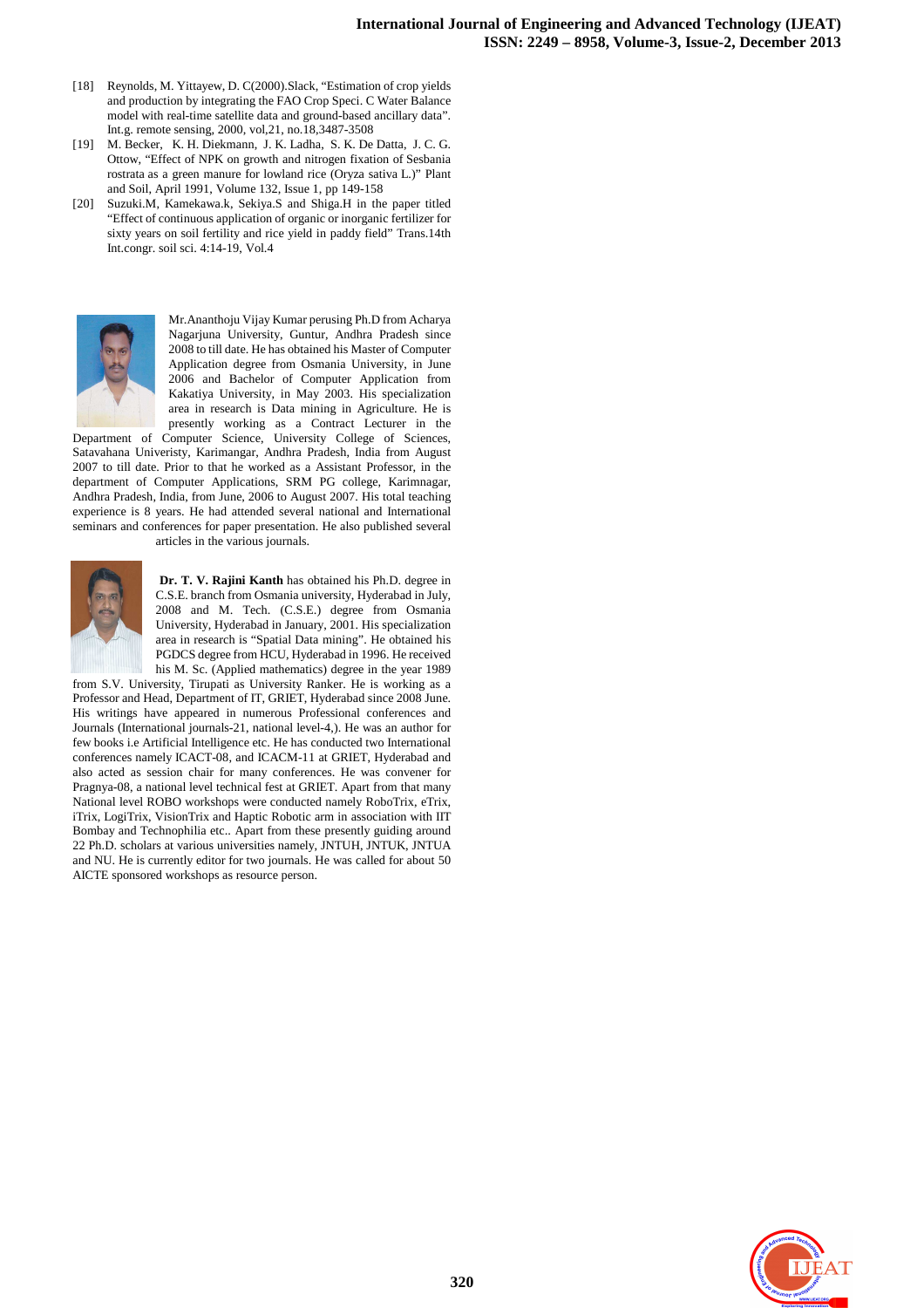[18] Reynolds, M. Yittayew, D. C(2000).Slack, "Estimation of crop yields and production by integrating the FAO Crop Speci. C Water Balance model with real-time satellite data and ground-based ancillary data". Int.g. remote sensing, 2000, vol,21, no.18,3487-3508

[19] M. Becker, K. H. Diekmann, J. K. Ladha, S. K. De Datta, J. C. G. Ottow, "Effect of NPK on growth and nitrogen fixation of Sesbania rostrata as a green manure for lowland rice (Oryza sativa L.)" Plant and Soil, April 1991, Volume 132, Issue 1, pp 149-158

[20] Suzuki.M, Kamekawa.k, Sekiya.S and Shiga.H in the paper titled "Effect of continuous application of organic or inorganic fertilizer for sixty years on soil fertility and rice yield in paddy field" Trans.14th Int.congr. soil sci. 4:14-19, Vol.4

Mr.Ananthoju Vijay Kumar perusing Ph.D from Acharya Nagarjuna University, Guntur, Andhra Pradesh since 2008 to till date. He has obtained his Master of Computer Application degree from Osmania University, in June 2006 and Bachelor of Computer Application from Kakatiya University, in May 2003. His specialization area in research is Data mining in Agriculture. He is presently working as a Contract Lecturer in the Department of Computer Science, University College of Sciences, Satavahana Univeristy, Karimangar, Andhra Pradesh, India from August 2007 to till date. Prior to that he worked as a Assistant Professor, in the department of Computer Applications, SRM PG college, Karimnagar, Andhra Pradesh, India, from June, 2006 to August 2007. His total teaching experience is 8 years. He had attended several national and International seminars and conferences for paper presentation. He also published several articles in the various journals.

**Dr. T. V. Rajini Kanth** has obtained his Ph.D. degree in C.S.E. branch from Osmania university, Hyderabad in July, 2008 and M. Tech. (C.S.E.) degree from Osmania University, Hyderabad in January, 2001. His specialization area in research is "Spatial Data mining". He obtained his PGDCS degree from HCU, Hyderabad in 1996. He received his M. Sc. (Applied mathematics) degree in the year 1989 from S.V. University, Tirupati as University Ranker. He is working as a Professor and Head, Department of IT, GRIET, Hyderabad since 2008 June. His writings have appeared in numerous Professional conferences and Journals (International journals-21, national level-4,). He was an author for few books i.e Artificial Intelligence etc. He has conducted two International conferences namely ICACT-08, and ICACM-11 at GRIET, Hyderabad and also acted as session chair for many conferences. He was convener for Pragnya-08, a national level technical fest at GRIET. Apart from that many National level ROBO workshops were conducted namely RoboTrix, eTrix, iTrix, LogiTrix, VisionTrix and Haptic Robotic arm in association with IIT Bombay and Technophilia etc.. Apart from these presently guiding around 22 Ph.D. scholars at various universities namely, JNTUH, JNTUK, JNTUA and NU. He is currently editor for two journals. He was called for about 50 AICTE sponsored workshops as resource person.